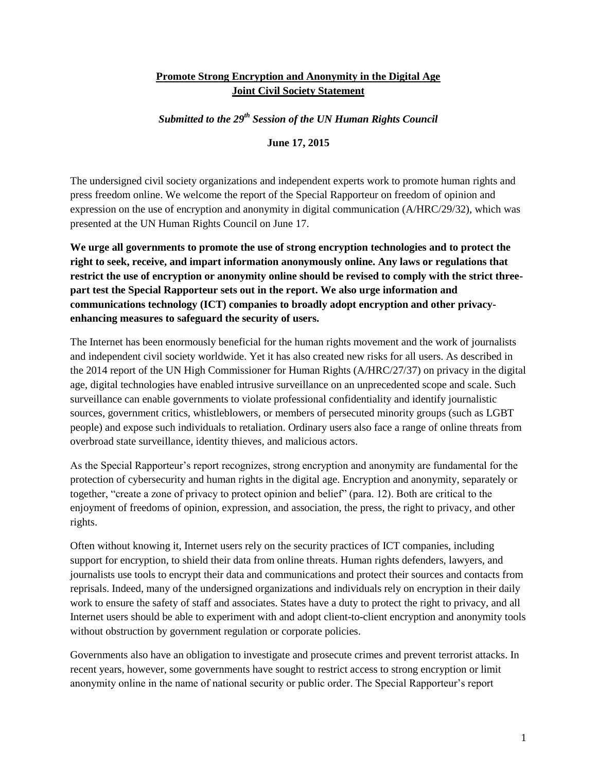# Promote Strong Encryption and Anonymity in the Digital Age
# Joint Civil Society Statement

***Submitted to the 29th Session of the UN Human Rights Council***

**June 17, 2015**

The undersigned civil society organizations and independent experts work to promote human rights and press freedom online. We welcome the report of the Special Rapporteur on freedom of opinion and expression on the use of encryption and anonymity in digital communication (A/HRC/29/32), which was presented at the UN Human Rights Council on June 17.

**We urge all governments to promote the use of strong encryption technologies and to protect the right to seek, receive, and impart information anonymously online. Any laws or regulations that restrict the use of encryption or anonymity online should be revised to comply with the strict three-part test the Special Rapporteur sets out in the report. We also urge information and communications technology (ICT) companies to broadly adopt encryption and other privacy-enhancing measures to safeguard the security of users.**

The Internet has been enormously beneficial for the human rights movement and the work of journalists and independent civil society worldwide. Yet it has also created new risks for all users. As described in the 2014 report of the UN High Commissioner for Human Rights (A/HRC/27/37) on privacy in the digital age, digital technologies have enabled intrusive surveillance on an unprecedented scope and scale. Such surveillance can enable governments to violate professional confidentiality and identify journalistic sources, government critics, whistleblowers, or members of persecuted minority groups (such as LGBT people) and expose such individuals to retaliation. Ordinary users also face a range of online threats from overbroad state surveillance, identity thieves, and malicious actors.

As the Special Rapporteur's report recognizes, strong encryption and anonymity are fundamental for the protection of cybersecurity and human rights in the digital age. Encryption and anonymity, separately or together, "create a zone of privacy to protect opinion and belief" (para. 12). Both are critical to the enjoyment of freedoms of opinion, expression, and association, the press, the right to privacy, and other rights.

Often without knowing it, Internet users rely on the security practices of ICT companies, including support for encryption, to shield their data from online threats. Human rights defenders, lawyers, and journalists use tools to encrypt their data and communications and protect their sources and contacts from reprisals. Indeed, many of the undersigned organizations and individuals rely on encryption in their daily work to ensure the safety of staff and associates. States have a duty to protect the right to privacy, and all Internet users should be able to experiment with and adopt client-to-client encryption and anonymity tools without obstruction by government regulation or corporate policies.

Governments also have an obligation to investigate and prosecute crimes and prevent terrorist attacks. In recent years, however, some governments have sought to restrict access to strong encryption or limit anonymity online in the name of national security or public order. The Special Rapporteur's report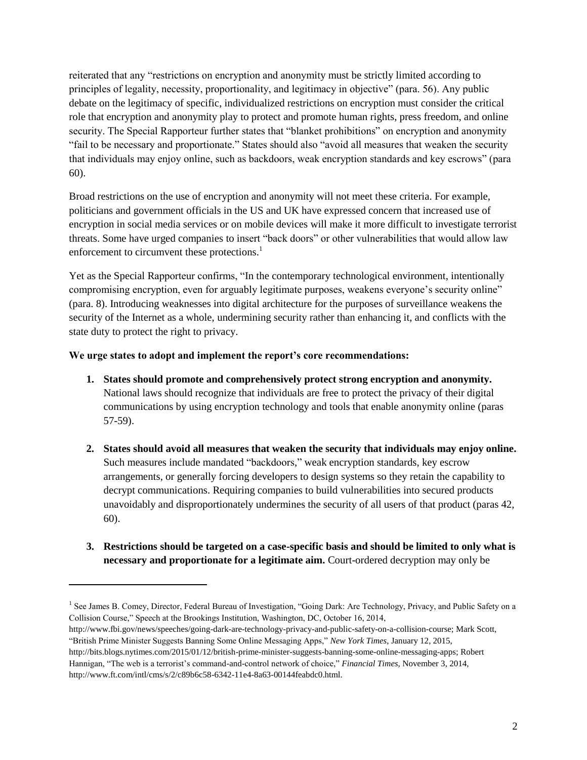reiterated that any "restrictions on encryption and anonymity must be strictly limited according to principles of legality, necessity, proportionality, and legitimacy in objective" (para. 56). Any public debate on the legitimacy of specific, individualized restrictions on encryption must consider the critical role that encryption and anonymity play to protect and promote human rights, press freedom, and online security. The Special Rapporteur further states that "blanket prohibitions" on encryption and anonymity "fail to be necessary and proportionate." States should also "avoid all measures that weaken the security that individuals may enjoy online, such as backdoors, weak encryption standards and key escrows" (para 60).

Broad restrictions on the use of encryption and anonymity will not meet these criteria. For example, politicians and government officials in the US and UK have expressed concern that increased use of encryption in social media services or on mobile devices will make it more difficult to investigate terrorist threats. Some have urged companies to insert "back doors" or other vulnerabilities that would allow law enforcement to circumvent these protections.[1]

Yet as the Special Rapporteur confirms, "In the contemporary technological environment, intentionally compromising encryption, even for arguably legitimate purposes, weakens everyone's security online" (para. 8). Introducing weaknesses into digital architecture for the purposes of surveillance weakens the security of the Internet as a whole, undermining security rather than enhancing it, and conflicts with the state duty to protect the right to privacy.

**We urge states to adopt and implement the report's core recommendations:**

1. **States should promote and comprehensively protect strong encryption and anonymity.** National laws should recognize that individuals are free to protect the privacy of their digital communications by using encryption technology and tools that enable anonymity online (paras 57-59).

2. **States should avoid all measures that weaken the security that individuals may enjoy online.** Such measures include mandated "backdoors," weak encryption standards, key escrow arrangements, or generally forcing developers to design systems so they retain the capability to decrypt communications. Requiring companies to build vulnerabilities into secured products unavoidably and disproportionately undermines the security of all users of that product (paras 42, 60).

3. **Restrictions should be targeted on a case-specific basis and should be limited to only what is necessary and proportionate for a legitimate aim.** Court-ordered decryption may only be

---

[1] See James B. Comey, Director, Federal Bureau of Investigation, "Going Dark: Are Technology, Privacy, and Public Safety on a Collision Course," Speech at the Brookings Institution, Washington, DC, October 16, 2014, http://www.fbi.gov/news/speeches/going-dark-are-technology-privacy-and-public-safety-on-a-collision-course; Mark Scott, "British Prime Minister Suggests Banning Some Online Messaging Apps," *New York Times*, January 12, 2015, http://bits.blogs.nytimes.com/2015/01/12/british-prime-minister-suggests-banning-some-online-messaging-apps; Robert Hannigan, "The web is a terrorist's command-and-control network of choice," *Financial Times*, November 3, 2014, http://www.ft.com/intl/cms/s/2/c89b6c58-6342-11e4-8a63-00144feabdc0.html.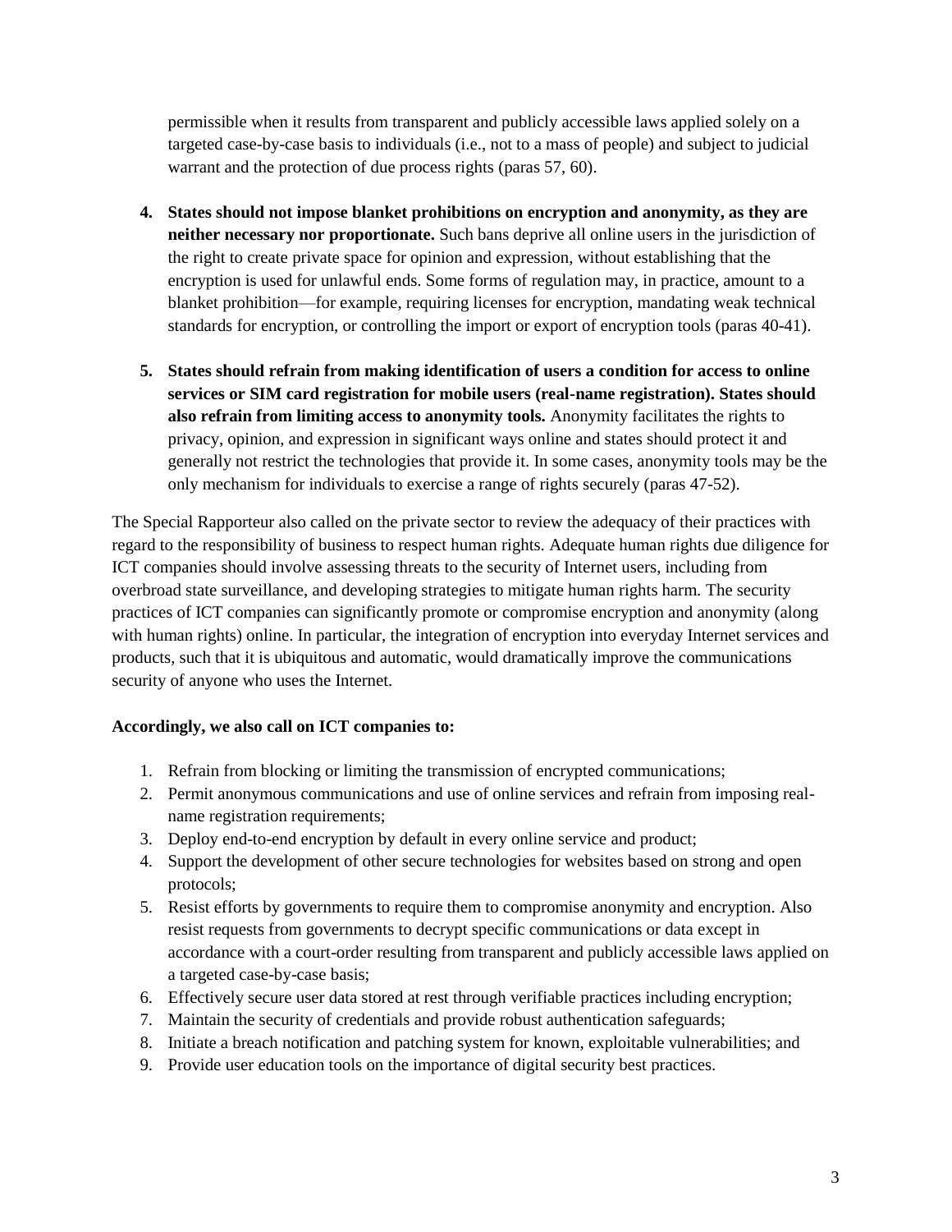permissible when it results from transparent and publicly accessible laws applied solely on a targeted case-by-case basis to individuals (i.e., not to a mass of people) and subject to judicial warrant and the protection of due process rights (paras 57, 60).

4. **States should not impose blanket prohibitions on encryption and anonymity, as they are neither necessary nor proportionate.** Such bans deprive all online users in the jurisdiction of the right to create private space for opinion and expression, without establishing that the encryption is used for unlawful ends. Some forms of regulation may, in practice, amount to a blanket prohibition—for example, requiring licenses for encryption, mandating weak technical standards for encryption, or controlling the import or export of encryption tools (paras 40-41).

5. **States should refrain from making identification of users a condition for access to online services or SIM card registration for mobile users (real-name registration). States should also refrain from limiting access to anonymity tools.** Anonymity facilitates the rights to privacy, opinion, and expression in significant ways online and states should protect it and generally not restrict the technologies that provide it. In some cases, anonymity tools may be the only mechanism for individuals to exercise a range of rights securely (paras 47-52).

The Special Rapporteur also called on the private sector to review the adequacy of their practices with regard to the responsibility of business to respect human rights. Adequate human rights due diligence for ICT companies should involve assessing threats to the security of Internet users, including from overbroad state surveillance, and developing strategies to mitigate human rights harm. The security practices of ICT companies can significantly promote or compromise encryption and anonymity (along with human rights) online. In particular, the integration of encryption into everyday Internet services and products, such that it is ubiquitous and automatic, would dramatically improve the communications security of anyone who uses the Internet.

**Accordingly, we also call on ICT companies to:**

1. Refrain from blocking or limiting the transmission of encrypted communications;
2. Permit anonymous communications and use of online services and refrain from imposing real-name registration requirements;
3. Deploy end-to-end encryption by default in every online service and product;
4. Support the development of other secure technologies for websites based on strong and open protocols;
5. Resist efforts by governments to require them to compromise anonymity and encryption. Also resist requests from governments to decrypt specific communications or data except in accordance with a court-order resulting from transparent and publicly accessible laws applied on a targeted case-by-case basis;
6. Effectively secure user data stored at rest through verifiable practices including encryption;
7. Maintain the security of credentials and provide robust authentication safeguards;
8. Initiate a breach notification and patching system for known, exploitable vulnerabilities; and
9. Provide user education tools on the importance of digital security best practices.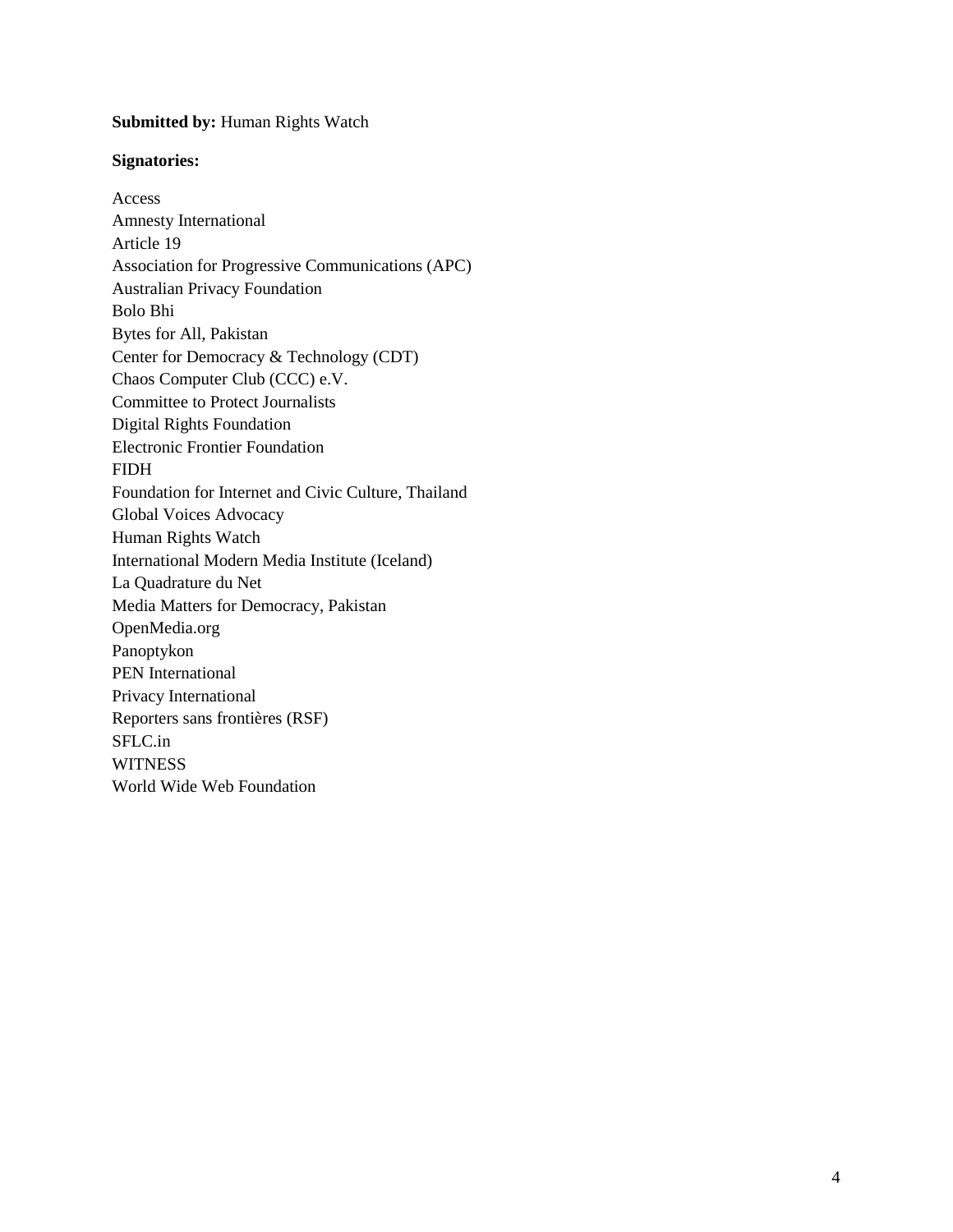**Submitted by:** Human Rights Watch

**Signatories:**

Access  
Amnesty International  
Article 19  
Association for Progressive Communications (APC)  
Australian Privacy Foundation  
Bolo Bhi  
Bytes for All, Pakistan  
Center for Democracy & Technology (CDT)  
Chaos Computer Club (CCC) e.V.  
Committee to Protect Journalists  
Digital Rights Foundation  
Electronic Frontier Foundation  
FIDH  
Foundation for Internet and Civic Culture, Thailand  
Global Voices Advocacy  
Human Rights Watch  
International Modern Media Institute (Iceland)  
La Quadrature du Net  
Media Matters for Democracy, Pakistan  
OpenMedia.org  
Panoptykon  
PEN International  
Privacy International  
Reporters sans frontières (RSF)  
SFLC.in  
WITNESS  
World Wide Web Foundation